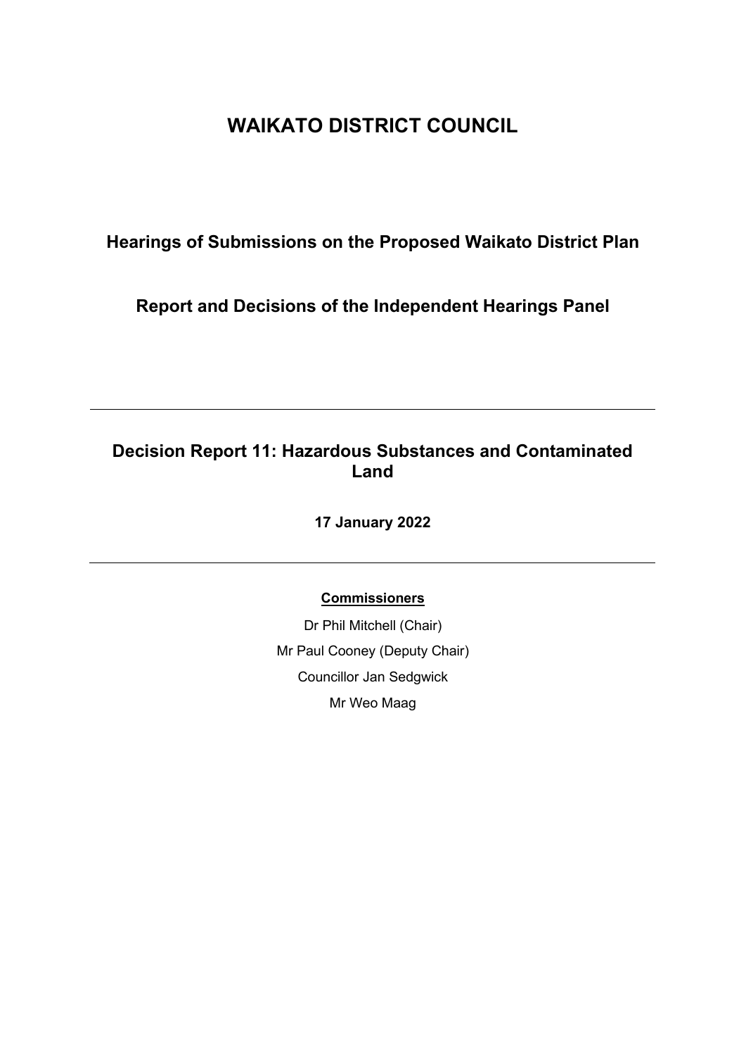# WAIKATO DISTRICT COUNCIL

## Hearings of Submissions on the Proposed Waikato District Plan

## Report and Decisions of the Independent Hearings Panel

---

## Decision Report 11: Hazardous Substances and Contaminated Land

**17 January 2022**

---

**Commissioners**

Dr Phil Mitchell (Chair)

Mr Paul Cooney (Deputy Chair)

Councillor Jan Sedgwick

Mr Weo Maag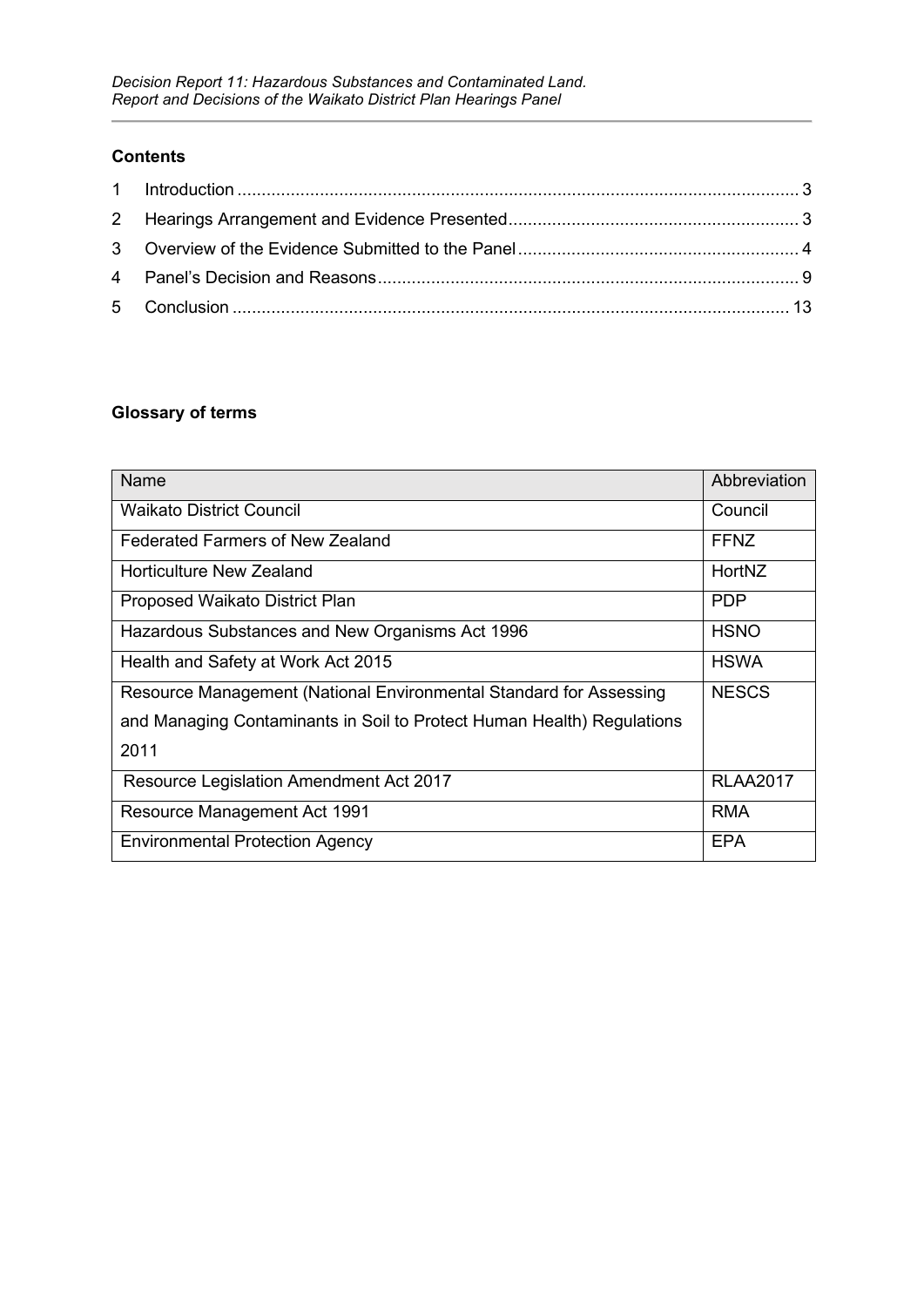## Contents

1 Introduction ........................................................................................................................ 3
2 Hearings Arrangement and Evidence Presented ............................................................ 3
3 Overview of the Evidence Submitted to the Panel .......................................................... 4
4 Panel's Decision and Reasons ........................................................................................ 9
5 Conclusion ...................................................................................................................... 13

## Glossary of terms

| Name | Abbreviation |
|---|---|
| Waikato District Council | Council |
| Federated Farmers of New Zealand | FFNZ |
| Horticulture New Zealand | HortNZ |
| Proposed Waikato District Plan | PDP |
| Hazardous Substances and New Organisms Act 1996 | HSNO |
| Health and Safety at Work Act 2015 | HSWA |
| Resource Management (National Environmental Standard for Assessing and Managing Contaminants in Soil to Protect Human Health) Regulations 2011 | NESCS |
| Resource Legislation Amendment Act 2017 | RLAA2017 |
| Resource Management Act 1991 | RMA |
| Environmental Protection Agency | EPA |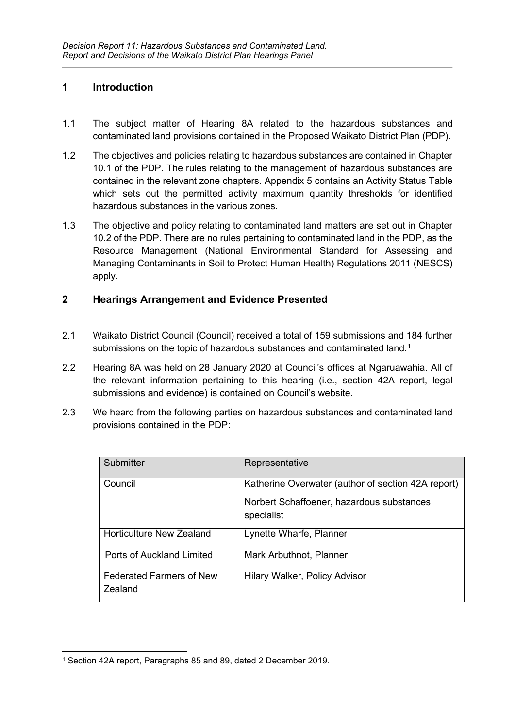## 1 Introduction

1.1 The subject matter of Hearing 8A related to the hazardous substances and contaminated land provisions contained in the Proposed Waikato District Plan (PDP).

1.2 The objectives and policies relating to hazardous substances are contained in Chapter 10.1 of the PDP. The rules relating to the management of hazardous substances are contained in the relevant zone chapters. Appendix 5 contains an Activity Status Table which sets out the permitted activity maximum quantity thresholds for identified hazardous substances in the various zones.

1.3 The objective and policy relating to contaminated land matters are set out in Chapter 10.2 of the PDP. There are no rules pertaining to contaminated land in the PDP, as the Resource Management (National Environmental Standard for Assessing and Managing Contaminants in Soil to Protect Human Health) Regulations 2011 (NESCS) apply.

## 2 Hearings Arrangement and Evidence Presented

2.1 Waikato District Council (Council) received a total of 159 submissions and 184 further submissions on the topic of hazardous substances and contaminated land.[1]

2.2 Hearing 8A was held on 28 January 2020 at Council's offices at Ngaruawahia. All of the relevant information pertaining to this hearing (i.e., section 42A report, legal submissions and evidence) is contained on Council's website.

2.3 We heard from the following parties on hazardous substances and contaminated land provisions contained in the PDP:

| Submitter | Representative |
|---|---|
| Council | Katherine Overwater (author of section 42A report)<br>Norbert Schaffoener, hazardous substances specialist |
| Horticulture New Zealand | Lynette Wharfe, Planner |
| Ports of Auckland Limited | Mark Arbuthnot, Planner |
| Federated Farmers of New Zealand | Hilary Walker, Policy Advisor |

[1] Section 42A report, Paragraphs 85 and 89, dated 2 December 2019.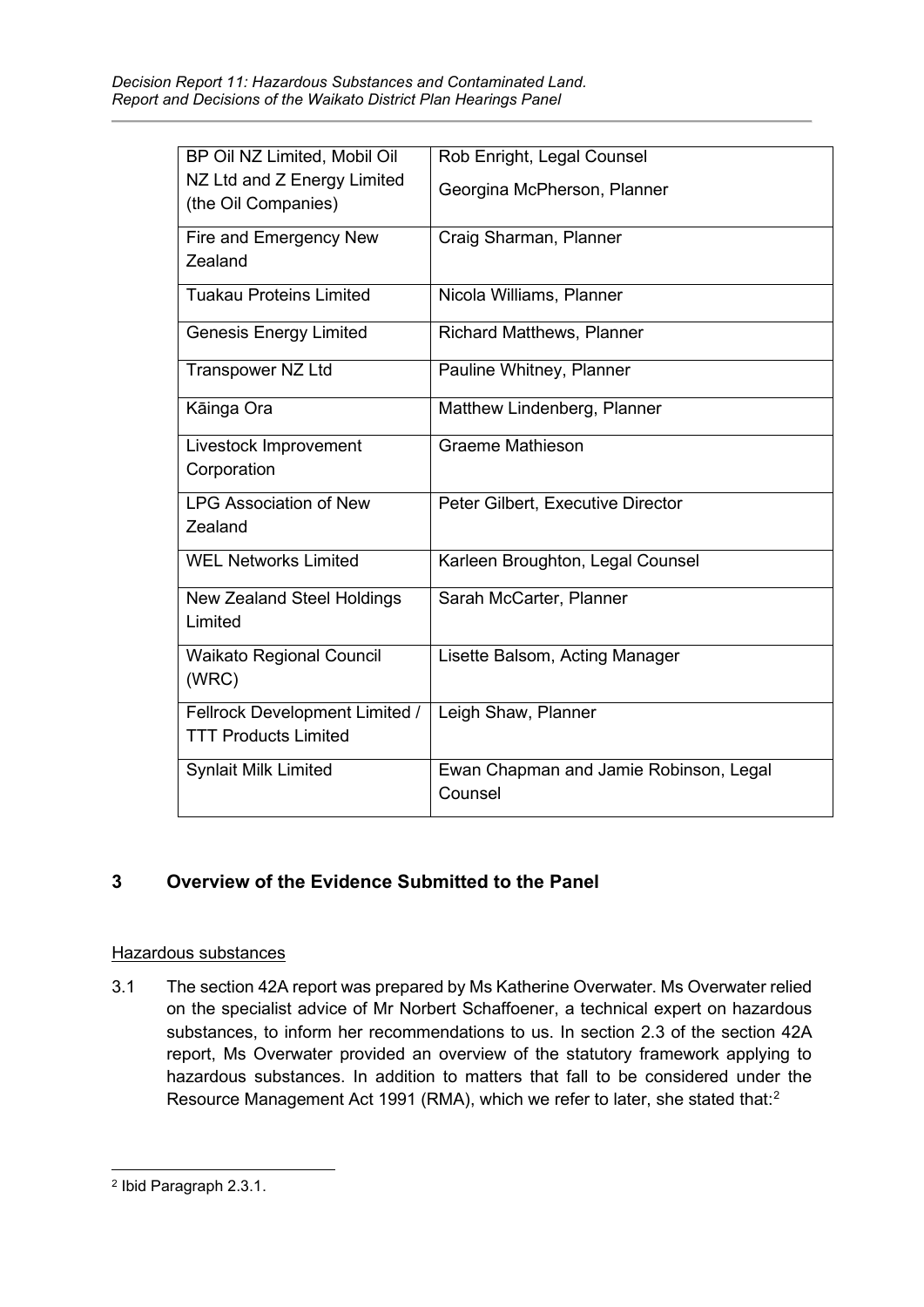| | |
|---|---|
| BP Oil NZ Limited, Mobil Oil NZ Ltd and Z Energy Limited (the Oil Companies) | Rob Enright, Legal Counsel<br>Georgina McPherson, Planner |
| Fire and Emergency New Zealand | Craig Sharman, Planner |
| Tuakau Proteins Limited | Nicola Williams, Planner |
| Genesis Energy Limited | Richard Matthews, Planner |
| Transpower NZ Ltd | Pauline Whitney, Planner |
| Kāinga Ora | Matthew Lindenberg, Planner |
| Livestock Improvement Corporation | Graeme Mathieson |
| LPG Association of New Zealand | Peter Gilbert, Executive Director |
| WEL Networks Limited | Karleen Broughton, Legal Counsel |
| New Zealand Steel Holdings Limited | Sarah McCarter, Planner |
| Waikato Regional Council (WRC) | Lisette Balsom, Acting Manager |
| Fellrock Development Limited / TTT Products Limited | Leigh Shaw, Planner |
| Synlait Milk Limited | Ewan Chapman and Jamie Robinson, Legal Counsel |

## 3 Overview of the Evidence Submitted to the Panel

Hazardous substances

3.1 The section 42A report was prepared by Ms Katherine Overwater. Ms Overwater relied on the specialist advice of Mr Norbert Schaffoener, a technical expert on hazardous substances, to inform her recommendations to us. In section 2.3 of the section 42A report, Ms Overwater provided an overview of the statutory framework applying to hazardous substances. In addition to matters that fall to be considered under the Resource Management Act 1991 (RMA), which we refer to later, she stated that:[2]

[2] Ibid Paragraph 2.3.1.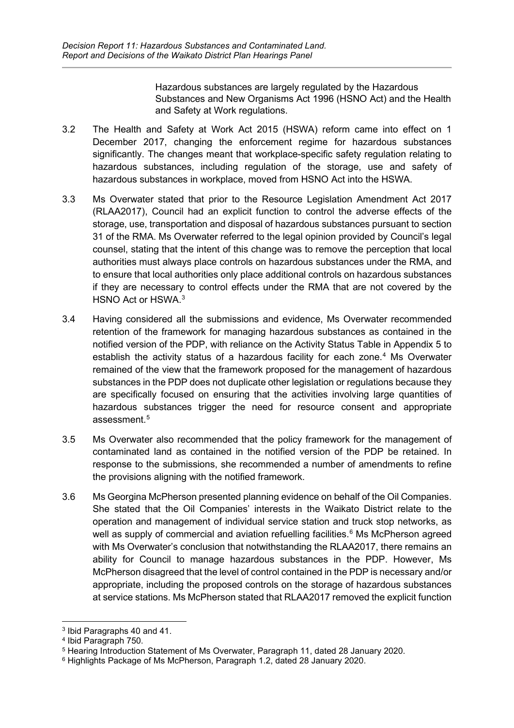Hazardous substances are largely regulated by the Hazardous Substances and New Organisms Act 1996 (HSNO Act) and the Health and Safety at Work regulations.

3.2 The Health and Safety at Work Act 2015 (HSWA) reform came into effect on 1 December 2017, changing the enforcement regime for hazardous substances significantly. The changes meant that workplace-specific safety regulation relating to hazardous substances, including regulation of the storage, use and safety of hazardous substances in workplace, moved from HSNO Act into the HSWA.

3.3 Ms Overwater stated that prior to the Resource Legislation Amendment Act 2017 (RLAA2017), Council had an explicit function to control the adverse effects of the storage, use, transportation and disposal of hazardous substances pursuant to section 31 of the RMA. Ms Overwater referred to the legal opinion provided by Council's legal counsel, stating that the intent of this change was to remove the perception that local authorities must always place controls on hazardous substances under the RMA, and to ensure that local authorities only place additional controls on hazardous substances if they are necessary to control effects under the RMA that are not covered by the HSNO Act or HSWA.[3]

3.4 Having considered all the submissions and evidence, Ms Overwater recommended retention of the framework for managing hazardous substances as contained in the notified version of the PDP, with reliance on the Activity Status Table in Appendix 5 to establish the activity status of a hazardous facility for each zone.[4] Ms Overwater remained of the view that the framework proposed for the management of hazardous substances in the PDP does not duplicate other legislation or regulations because they are specifically focused on ensuring that the activities involving large quantities of hazardous substances trigger the need for resource consent and appropriate assessment.[5]

3.5 Ms Overwater also recommended that the policy framework for the management of contaminated land as contained in the notified version of the PDP be retained. In response to the submissions, she recommended a number of amendments to refine the provisions aligning with the notified framework.

3.6 Ms Georgina McPherson presented planning evidence on behalf of the Oil Companies. She stated that the Oil Companies' interests in the Waikato District relate to the operation and management of individual service station and truck stop networks, as well as supply of commercial and aviation refuelling facilities.[6] Ms McPherson agreed with Ms Overwater's conclusion that notwithstanding the RLAA2017, there remains an ability for Council to manage hazardous substances in the PDP. However, Ms McPherson disagreed that the level of control contained in the PDP is necessary and/or appropriate, including the proposed controls on the storage of hazardous substances at service stations. Ms McPherson stated that RLAA2017 removed the explicit function

---

[3] Ibid Paragraphs 40 and 41.

[4] Ibid Paragraph 750.

[5] Hearing Introduction Statement of Ms Overwater, Paragraph 11, dated 28 January 2020.

[6] Highlights Package of Ms McPherson, Paragraph 1.2, dated 28 January 2020.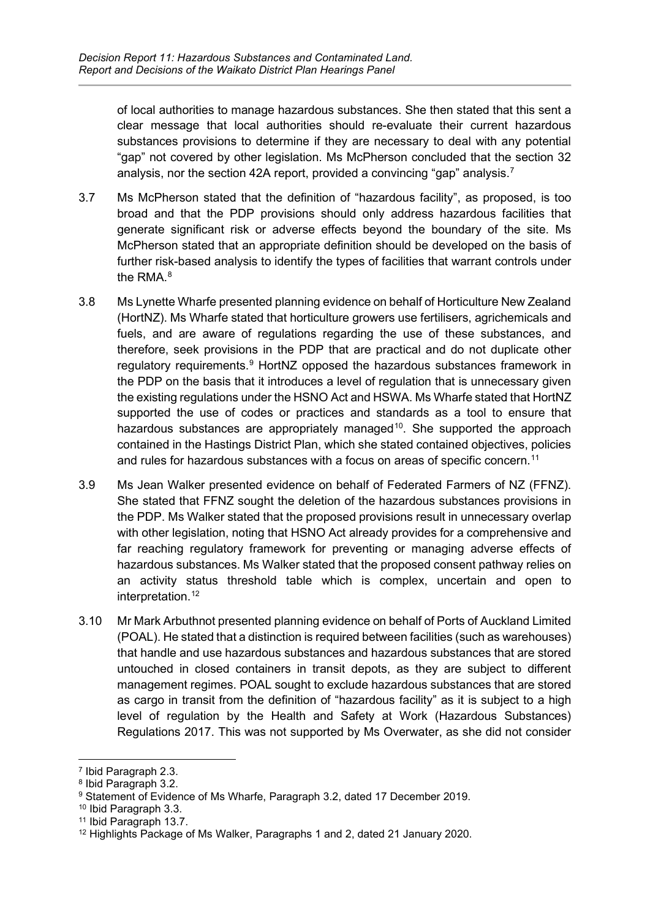of local authorities to manage hazardous substances. She then stated that this sent a clear message that local authorities should re-evaluate their current hazardous substances provisions to determine if they are necessary to deal with any potential "gap" not covered by other legislation. Ms McPherson concluded that the section 32 analysis, nor the section 42A report, provided a convincing "gap" analysis.[7]

3.7 Ms McPherson stated that the definition of "hazardous facility", as proposed, is too broad and that the PDP provisions should only address hazardous facilities that generate significant risk or adverse effects beyond the boundary of the site. Ms McPherson stated that an appropriate definition should be developed on the basis of further risk-based analysis to identify the types of facilities that warrant controls under the RMA.[8]

3.8 Ms Lynette Wharfe presented planning evidence on behalf of Horticulture New Zealand (HortNZ). Ms Wharfe stated that horticulture growers use fertilisers, agrichemicals and fuels, and are aware of regulations regarding the use of these substances, and therefore, seek provisions in the PDP that are practical and do not duplicate other regulatory requirements.[9] HortNZ opposed the hazardous substances framework in the PDP on the basis that it introduces a level of regulation that is unnecessary given the existing regulations under the HSNO Act and HSWA. Ms Wharfe stated that HortNZ supported the use of codes or practices and standards as a tool to ensure that hazardous substances are appropriately managed[10]. She supported the approach contained in the Hastings District Plan, which she stated contained objectives, policies and rules for hazardous substances with a focus on areas of specific concern.[11]

3.9 Ms Jean Walker presented evidence on behalf of Federated Farmers of NZ (FFNZ). She stated that FFNZ sought the deletion of the hazardous substances provisions in the PDP. Ms Walker stated that the proposed provisions result in unnecessary overlap with other legislation, noting that HSNO Act already provides for a comprehensive and far reaching regulatory framework for preventing or managing adverse effects of hazardous substances. Ms Walker stated that the proposed consent pathway relies on an activity status threshold table which is complex, uncertain and open to interpretation.[12]

3.10 Mr Mark Arbuthnot presented planning evidence on behalf of Ports of Auckland Limited (POAL). He stated that a distinction is required between facilities (such as warehouses) that handle and use hazardous substances and hazardous substances that are stored untouched in closed containers in transit depots, as they are subject to different management regimes. POAL sought to exclude hazardous substances that are stored as cargo in transit from the definition of "hazardous facility" as it is subject to a high level of regulation by the Health and Safety at Work (Hazardous Substances) Regulations 2017. This was not supported by Ms Overwater, as she did not consider

---

[7] Ibid Paragraph 2.3.

[8] Ibid Paragraph 3.2.

[9] Statement of Evidence of Ms Wharfe, Paragraph 3.2, dated 17 December 2019.

[10] Ibid Paragraph 3.3.

[11] Ibid Paragraph 13.7.

[12] Highlights Package of Ms Walker, Paragraphs 1 and 2, dated 21 January 2020.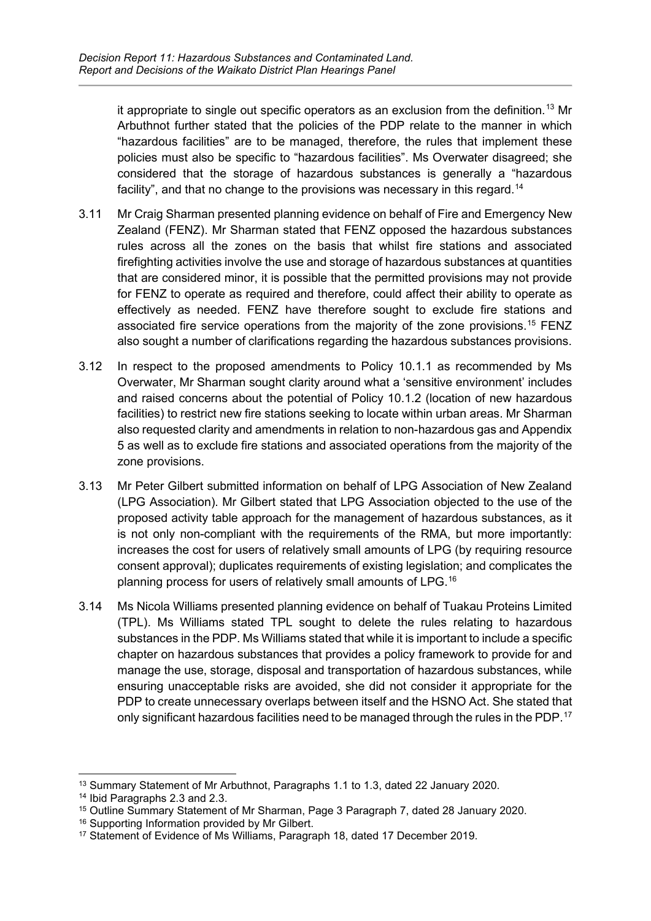it appropriate to single out specific operators as an exclusion from the definition.[13] Mr Arbuthnot further stated that the policies of the PDP relate to the manner in which "hazardous facilities" are to be managed, therefore, the rules that implement these policies must also be specific to "hazardous facilities". Ms Overwater disagreed; she considered that the storage of hazardous substances is generally a "hazardous facility", and that no change to the provisions was necessary in this regard.[14]

3.11 Mr Craig Sharman presented planning evidence on behalf of Fire and Emergency New Zealand (FENZ). Mr Sharman stated that FENZ opposed the hazardous substances rules across all the zones on the basis that whilst fire stations and associated firefighting activities involve the use and storage of hazardous substances at quantities that are considered minor, it is possible that the permitted provisions may not provide for FENZ to operate as required and therefore, could affect their ability to operate as effectively as needed. FENZ have therefore sought to exclude fire stations and associated fire service operations from the majority of the zone provisions.[15] FENZ also sought a number of clarifications regarding the hazardous substances provisions.

3.12 In respect to the proposed amendments to Policy 10.1.1 as recommended by Ms Overwater, Mr Sharman sought clarity around what a 'sensitive environment' includes and raised concerns about the potential of Policy 10.1.2 (location of new hazardous facilities) to restrict new fire stations seeking to locate within urban areas. Mr Sharman also requested clarity and amendments in relation to non-hazardous gas and Appendix 5 as well as to exclude fire stations and associated operations from the majority of the zone provisions.

3.13 Mr Peter Gilbert submitted information on behalf of LPG Association of New Zealand (LPG Association). Mr Gilbert stated that LPG Association objected to the use of the proposed activity table approach for the management of hazardous substances, as it is not only non-compliant with the requirements of the RMA, but more importantly: increases the cost for users of relatively small amounts of LPG (by requiring resource consent approval); duplicates requirements of existing legislation; and complicates the planning process for users of relatively small amounts of LPG.[16]

3.14 Ms Nicola Williams presented planning evidence on behalf of Tuakau Proteins Limited (TPL). Ms Williams stated TPL sought to delete the rules relating to hazardous substances in the PDP. Ms Williams stated that while it is important to include a specific chapter on hazardous substances that provides a policy framework to provide for and manage the use, storage, disposal and transportation of hazardous substances, while ensuring unacceptable risks are avoided, she did not consider it appropriate for the PDP to create unnecessary overlaps between itself and the HSNO Act. She stated that only significant hazardous facilities need to be managed through the rules in the PDP.[17]

---

[13] Summary Statement of Mr Arbuthnot, Paragraphs 1.1 to 1.3, dated 22 January 2020.

[14] Ibid Paragraphs 2.3 and 2.3.

[15] Outline Summary Statement of Mr Sharman, Page 3 Paragraph 7, dated 28 January 2020.

[16] Supporting Information provided by Mr Gilbert.

[17] Statement of Evidence of Ms Williams, Paragraph 18, dated 17 December 2019.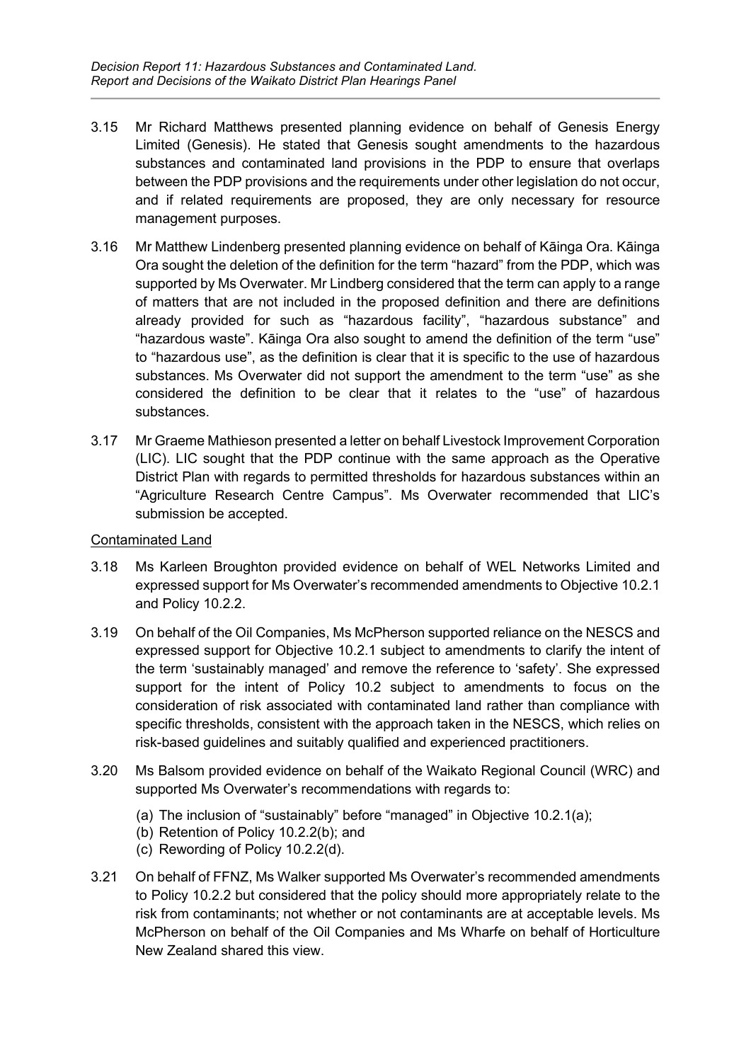3.15 Mr Richard Matthews presented planning evidence on behalf of Genesis Energy Limited (Genesis). He stated that Genesis sought amendments to the hazardous substances and contaminated land provisions in the PDP to ensure that overlaps between the PDP provisions and the requirements under other legislation do not occur, and if related requirements are proposed, they are only necessary for resource management purposes.

3.16 Mr Matthew Lindenberg presented planning evidence on behalf of Kāinga Ora. Kāinga Ora sought the deletion of the definition for the term "hazard" from the PDP, which was supported by Ms Overwater. Mr Lindberg considered that the term can apply to a range of matters that are not included in the proposed definition and there are definitions already provided for such as "hazardous facility", "hazardous substance" and "hazardous waste". Kāinga Ora also sought to amend the definition of the term "use" to "hazardous use", as the definition is clear that it is specific to the use of hazardous substances. Ms Overwater did not support the amendment to the term "use" as she considered the definition to be clear that it relates to the "use" of hazardous substances.

3.17 Mr Graeme Mathieson presented a letter on behalf Livestock Improvement Corporation (LIC). LIC sought that the PDP continue with the same approach as the Operative District Plan with regards to permitted thresholds for hazardous substances within an "Agriculture Research Centre Campus". Ms Overwater recommended that LIC's submission be accepted.

<u>Contaminated Land</u>

3.18 Ms Karleen Broughton provided evidence on behalf of WEL Networks Limited and expressed support for Ms Overwater's recommended amendments to Objective 10.2.1 and Policy 10.2.2.

3.19 On behalf of the Oil Companies, Ms McPherson supported reliance on the NESCS and expressed support for Objective 10.2.1 subject to amendments to clarify the intent of the term 'sustainably managed' and remove the reference to 'safety'. She expressed support for the intent of Policy 10.2 subject to amendments to focus on the consideration of risk associated with contaminated land rather than compliance with specific thresholds, consistent with the approach taken in the NESCS, which relies on risk-based guidelines and suitably qualified and experienced practitioners.

3.20 Ms Balsom provided evidence on behalf of the Waikato Regional Council (WRC) and supported Ms Overwater's recommendations with regards to:

(a) The inclusion of "sustainably" before "managed" in Objective 10.2.1(a);
(b) Retention of Policy 10.2.2(b); and
(c) Rewording of Policy 10.2.2(d).

3.21 On behalf of FFNZ, Ms Walker supported Ms Overwater's recommended amendments to Policy 10.2.2 but considered that the policy should more appropriately relate to the risk from contaminants; not whether or not contaminants are at acceptable levels. Ms McPherson on behalf of the Oil Companies and Ms Wharfe on behalf of Horticulture New Zealand shared this view.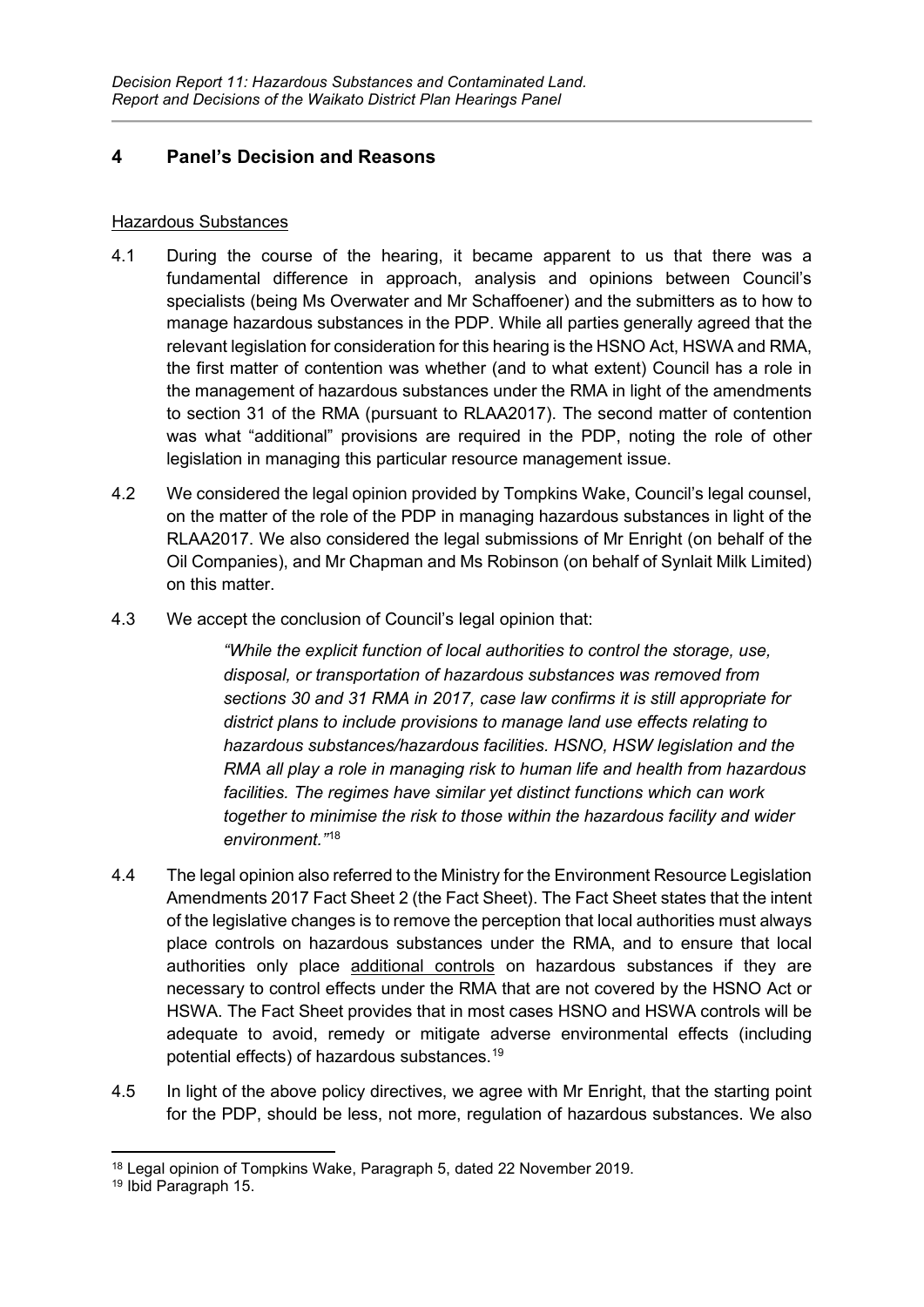## 4 Panel's Decision and Reasons

Hazardous Substances

4.1 During the course of the hearing, it became apparent to us that there was a fundamental difference in approach, analysis and opinions between Council's specialists (being Ms Overwater and Mr Schaffoener) and the submitters as to how to manage hazardous substances in the PDP. While all parties generally agreed that the relevant legislation for consideration for this hearing is the HSNO Act, HSWA and RMA, the first matter of contention was whether (and to what extent) Council has a role in the management of hazardous substances under the RMA in light of the amendments to section 31 of the RMA (pursuant to RLAA2017). The second matter of contention was what "additional" provisions are required in the PDP, noting the role of other legislation in managing this particular resource management issue.

4.2 We considered the legal opinion provided by Tompkins Wake, Council's legal counsel, on the matter of the role of the PDP in managing hazardous substances in light of the RLAA2017. We also considered the legal submissions of Mr Enright (on behalf of the Oil Companies), and Mr Chapman and Ms Robinson (on behalf of Synlait Milk Limited) on this matter.

4.3 We accept the conclusion of Council's legal opinion that:

> *"While the explicit function of local authorities to control the storage, use, disposal, or transportation of hazardous substances was removed from sections 30 and 31 RMA in 2017, case law confirms it is still appropriate for district plans to include provisions to manage land use effects relating to hazardous substances/hazardous facilities. HSNO, HSW legislation and the RMA all play a role in managing risk to human life and health from hazardous facilities. The regimes have similar yet distinct functions which can work together to minimise the risk to those within the hazardous facility and wider environment."*[18]

4.4 The legal opinion also referred to the Ministry for the Environment Resource Legislation Amendments 2017 Fact Sheet 2 (the Fact Sheet). The Fact Sheet states that the intent of the legislative changes is to remove the perception that local authorities must always place controls on hazardous substances under the RMA, and to ensure that local authorities only place additional controls on hazardous substances if they are necessary to control effects under the RMA that are not covered by the HSNO Act or HSWA. The Fact Sheet provides that in most cases HSNO and HSWA controls will be adequate to avoid, remedy or mitigate adverse environmental effects (including potential effects) of hazardous substances.[19]

4.5 In light of the above policy directives, we agree with Mr Enright, that the starting point for the PDP, should be less, not more, regulation of hazardous substances. We also

---

[18] Legal opinion of Tompkins Wake, Paragraph 5, dated 22 November 2019.

[19] Ibid Paragraph 15.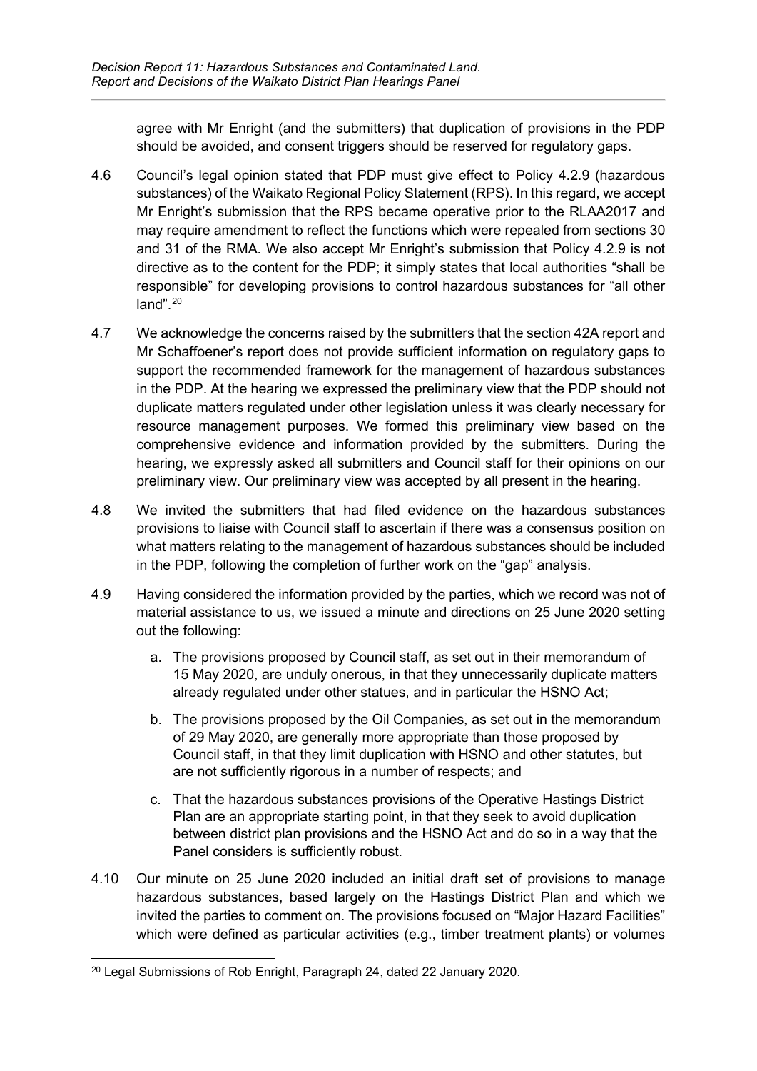agree with Mr Enright (and the submitters) that duplication of provisions in the PDP should be avoided, and consent triggers should be reserved for regulatory gaps.

4.6 Council's legal opinion stated that PDP must give effect to Policy 4.2.9 (hazardous substances) of the Waikato Regional Policy Statement (RPS). In this regard, we accept Mr Enright's submission that the RPS became operative prior to the RLAA2017 and may require amendment to reflect the functions which were repealed from sections 30 and 31 of the RMA. We also accept Mr Enright's submission that Policy 4.2.9 is not directive as to the content for the PDP; it simply states that local authorities "shall be responsible" for developing provisions to control hazardous substances for "all other land".[20]

4.7 We acknowledge the concerns raised by the submitters that the section 42A report and Mr Schaffoener's report does not provide sufficient information on regulatory gaps to support the recommended framework for the management of hazardous substances in the PDP. At the hearing we expressed the preliminary view that the PDP should not duplicate matters regulated under other legislation unless it was clearly necessary for resource management purposes. We formed this preliminary view based on the comprehensive evidence and information provided by the submitters. During the hearing, we expressly asked all submitters and Council staff for their opinions on our preliminary view. Our preliminary view was accepted by all present in the hearing.

4.8 We invited the submitters that had filed evidence on the hazardous substances provisions to liaise with Council staff to ascertain if there was a consensus position on what matters relating to the management of hazardous substances should be included in the PDP, following the completion of further work on the "gap" analysis.

4.9 Having considered the information provided by the parties, which we record was not of material assistance to us, we issued a minute and directions on 25 June 2020 setting out the following:

a. The provisions proposed by Council staff, as set out in their memorandum of 15 May 2020, are unduly onerous, in that they unnecessarily duplicate matters already regulated under other statues, and in particular the HSNO Act;

b. The provisions proposed by the Oil Companies, as set out in the memorandum of 29 May 2020, are generally more appropriate than those proposed by Council staff, in that they limit duplication with HSNO and other statutes, but are not sufficiently rigorous in a number of respects; and

c. That the hazardous substances provisions of the Operative Hastings District Plan are an appropriate starting point, in that they seek to avoid duplication between district plan provisions and the HSNO Act and do so in a way that the Panel considers is sufficiently robust.

4.10 Our minute on 25 June 2020 included an initial draft set of provisions to manage hazardous substances, based largely on the Hastings District Plan and which we invited the parties to comment on. The provisions focused on "Major Hazard Facilities" which were defined as particular activities (e.g., timber treatment plants) or volumes

[20] Legal Submissions of Rob Enright, Paragraph 24, dated 22 January 2020.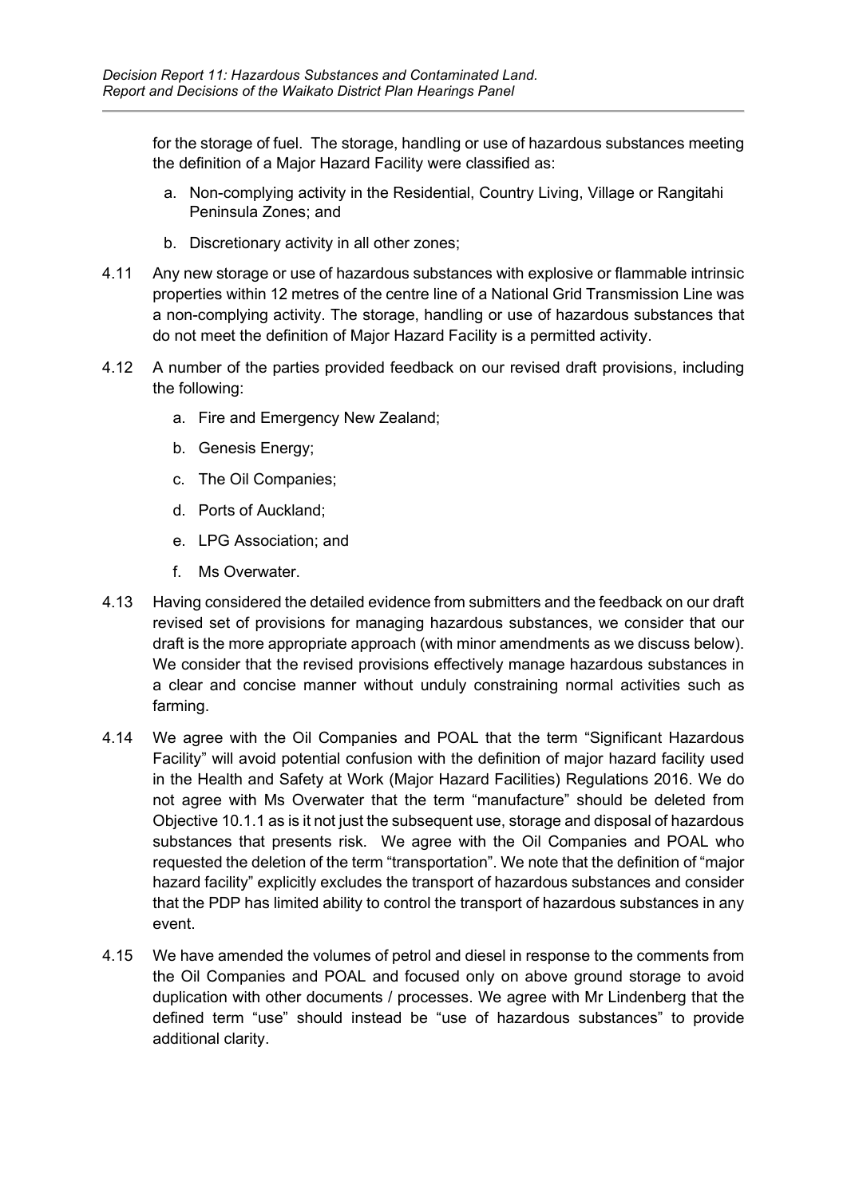for the storage of fuel. The storage, handling or use of hazardous substances meeting the definition of a Major Hazard Facility were classified as:

a. Non-complying activity in the Residential, Country Living, Village or Rangitahi Peninsula Zones; and

b. Discretionary activity in all other zones;

4.11 Any new storage or use of hazardous substances with explosive or flammable intrinsic properties within 12 metres of the centre line of a National Grid Transmission Line was a non-complying activity. The storage, handling or use of hazardous substances that do not meet the definition of Major Hazard Facility is a permitted activity.

4.12 A number of the parties provided feedback on our revised draft provisions, including the following:

a. Fire and Emergency New Zealand;

b. Genesis Energy;

c. The Oil Companies;

d. Ports of Auckland;

e. LPG Association; and

f. Ms Overwater.

4.13 Having considered the detailed evidence from submitters and the feedback on our draft revised set of provisions for managing hazardous substances, we consider that our draft is the more appropriate approach (with minor amendments as we discuss below). We consider that the revised provisions effectively manage hazardous substances in a clear and concise manner without unduly constraining normal activities such as farming.

4.14 We agree with the Oil Companies and POAL that the term "Significant Hazardous Facility" will avoid potential confusion with the definition of major hazard facility used in the Health and Safety at Work (Major Hazard Facilities) Regulations 2016. We do not agree with Ms Overwater that the term "manufacture" should be deleted from Objective 10.1.1 as is it not just the subsequent use, storage and disposal of hazardous substances that presents risk. We agree with the Oil Companies and POAL who requested the deletion of the term "transportation". We note that the definition of "major hazard facility" explicitly excludes the transport of hazardous substances and consider that the PDP has limited ability to control the transport of hazardous substances in any event.

4.15 We have amended the volumes of petrol and diesel in response to the comments from the Oil Companies and POAL and focused only on above ground storage to avoid duplication with other documents / processes. We agree with Mr Lindenberg that the defined term "use" should instead be "use of hazardous substances" to provide additional clarity.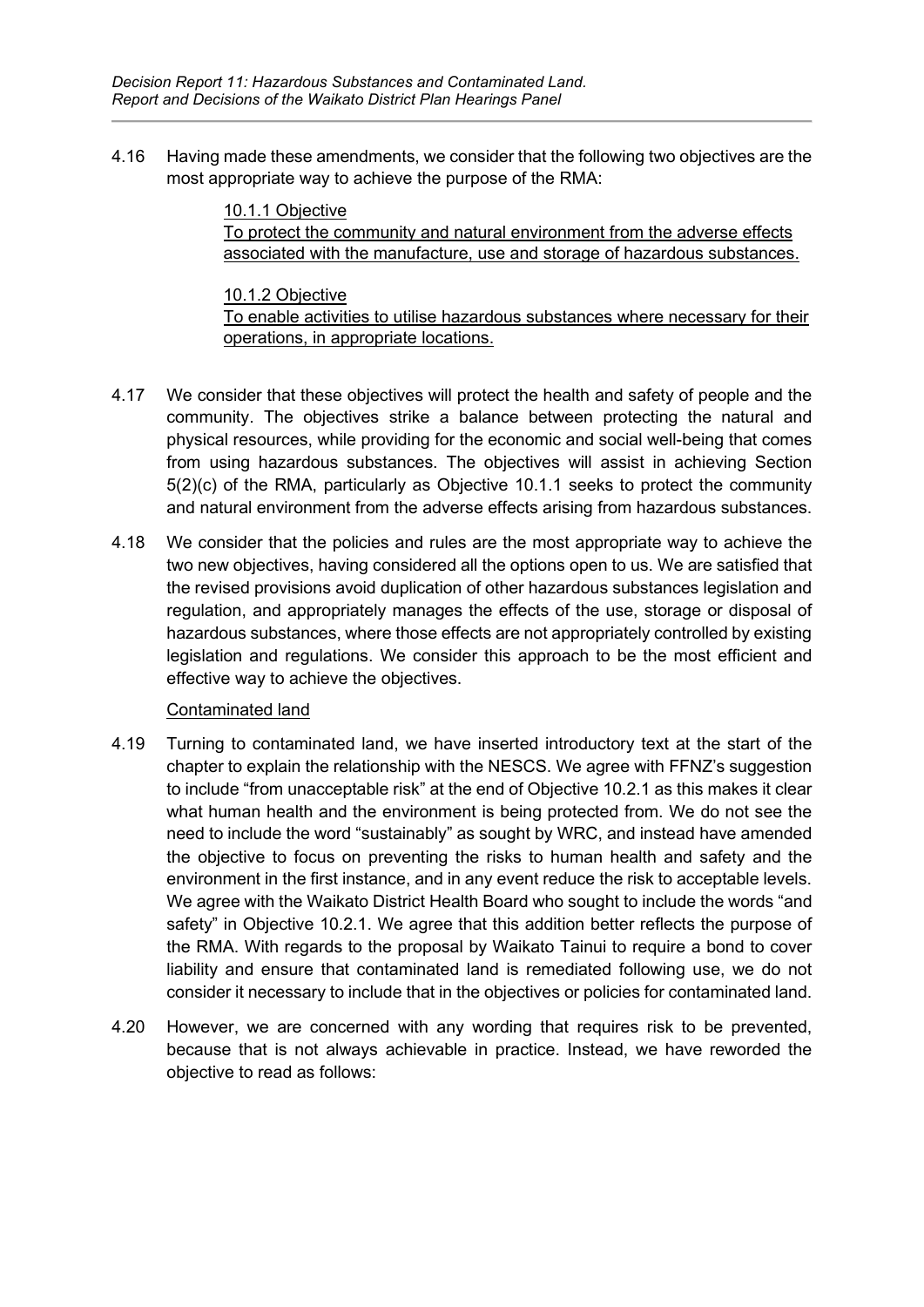4.16 Having made these amendments, we consider that the following two objectives are the most appropriate way to achieve the purpose of the RMA:

> <u>10.1.1 Objective</u>
> <u>To protect the community and natural environment from the adverse effects associated with the manufacture, use and storage of hazardous substances.</u>
>
> <u>10.1.2 Objective</u>
> <u>To enable activities to utilise hazardous substances where necessary for their operations, in appropriate locations.</u>

4.17 We consider that these objectives will protect the health and safety of people and the community. The objectives strike a balance between protecting the natural and physical resources, while providing for the economic and social well-being that comes from using hazardous substances. The objectives will assist in achieving Section 5(2)(c) of the RMA, particularly as Objective 10.1.1 seeks to protect the community and natural environment from the adverse effects arising from hazardous substances.

4.18 We consider that the policies and rules are the most appropriate way to achieve the two new objectives, having considered all the options open to us. We are satisfied that the revised provisions avoid duplication of other hazardous substances legislation and regulation, and appropriately manages the effects of the use, storage or disposal of hazardous substances, where those effects are not appropriately controlled by existing legislation and regulations. We consider this approach to be the most efficient and effective way to achieve the objectives.

<u>Contaminated land</u>

4.19 Turning to contaminated land, we have inserted introductory text at the start of the chapter to explain the relationship with the NESCS. We agree with FFNZ's suggestion to include "from unacceptable risk" at the end of Objective 10.2.1 as this makes it clear what human health and the environment is being protected from. We do not see the need to include the word "sustainably" as sought by WRC, and instead have amended the objective to focus on preventing the risks to human health and safety and the environment in the first instance, and in any event reduce the risk to acceptable levels. We agree with the Waikato District Health Board who sought to include the words "and safety" in Objective 10.2.1. We agree that this addition better reflects the purpose of the RMA. With regards to the proposal by Waikato Tainui to require a bond to cover liability and ensure that contaminated land is remediated following use, we do not consider it necessary to include that in the objectives or policies for contaminated land.

4.20 However, we are concerned with any wording that requires risk to be prevented, because that is not always achievable in practice. Instead, we have reworded the objective to read as follows: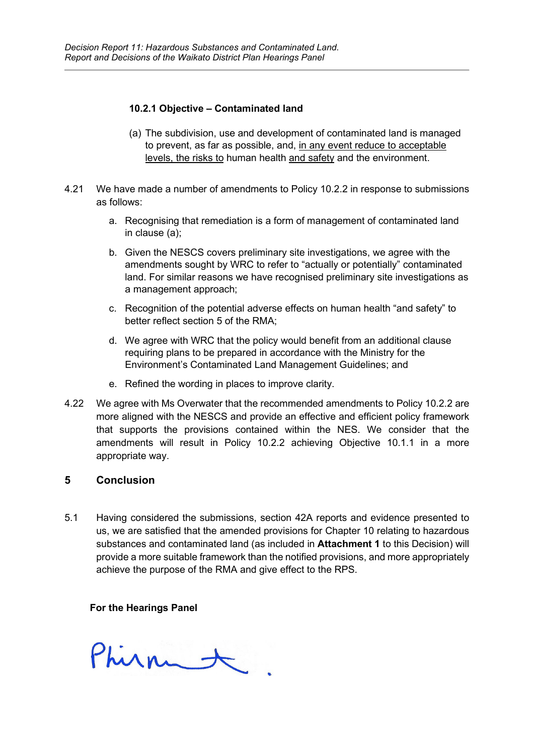**10.2.1 Objective – Contaminated land**

(a) The subdivision, use and development of contaminated land is managed to prevent, as far as possible, and, <u>in any event reduce to acceptable levels, the risks to</u> human health <u>and safety</u> and the environment.

4.21 We have made a number of amendments to Policy 10.2.2 in response to submissions as follows:

a. Recognising that remediation is a form of management of contaminated land in clause (a);

b. Given the NESCS covers preliminary site investigations, we agree with the amendments sought by WRC to refer to "actually or potentially" contaminated land. For similar reasons we have recognised preliminary site investigations as a management approach;

c. Recognition of the potential adverse effects on human health "and safety" to better reflect section 5 of the RMA;

d. We agree with WRC that the policy would benefit from an additional clause requiring plans to be prepared in accordance with the Ministry for the Environment's Contaminated Land Management Guidelines; and

e. Refined the wording in places to improve clarity.

4.22 We agree with Ms Overwater that the recommended amendments to Policy 10.2.2 are more aligned with the NESCS and provide an effective and efficient policy framework that supports the provisions contained within the NES. We consider that the amendments will result in Policy 10.2.2 achieving Objective 10.1.1 in a more appropriate way.

## 5 Conclusion

5.1 Having considered the submissions, section 42A reports and evidence presented to us, we are satisfied that the amended provisions for Chapter 10 relating to hazardous substances and contaminated land (as included in **Attachment 1** to this Decision) will provide a more suitable framework than the notified provisions, and more appropriately achieve the purpose of the RMA and give effect to the RPS.

**For the Hearings Panel**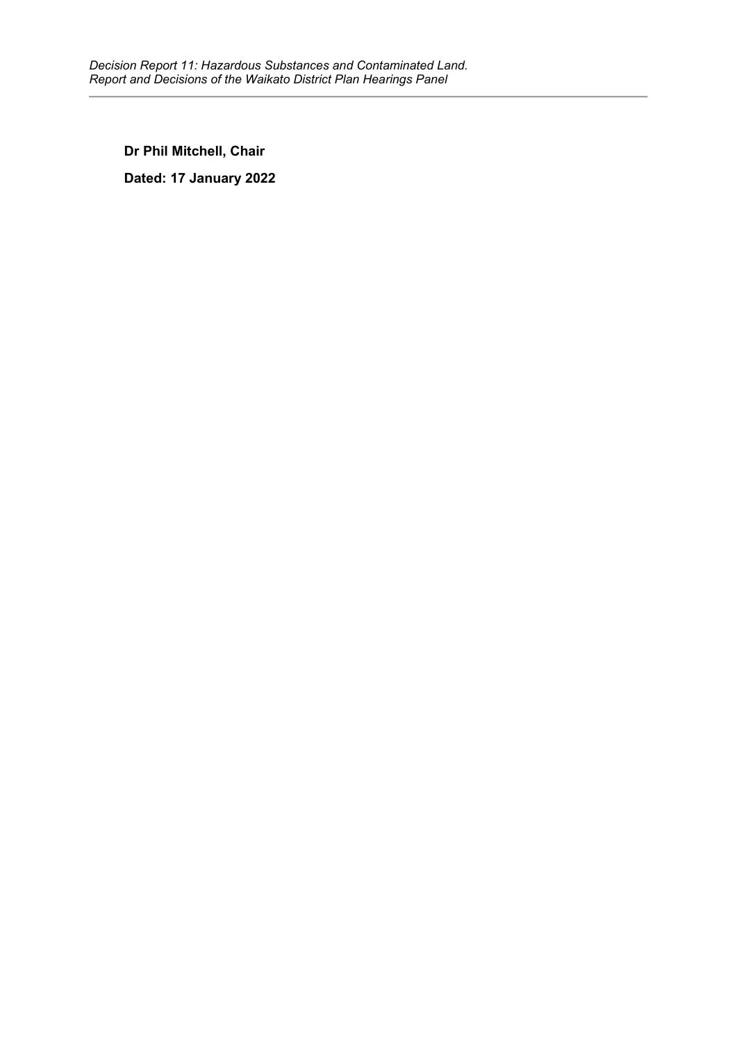**Dr Phil Mitchell, Chair**

**Dated: 17 January 2022**